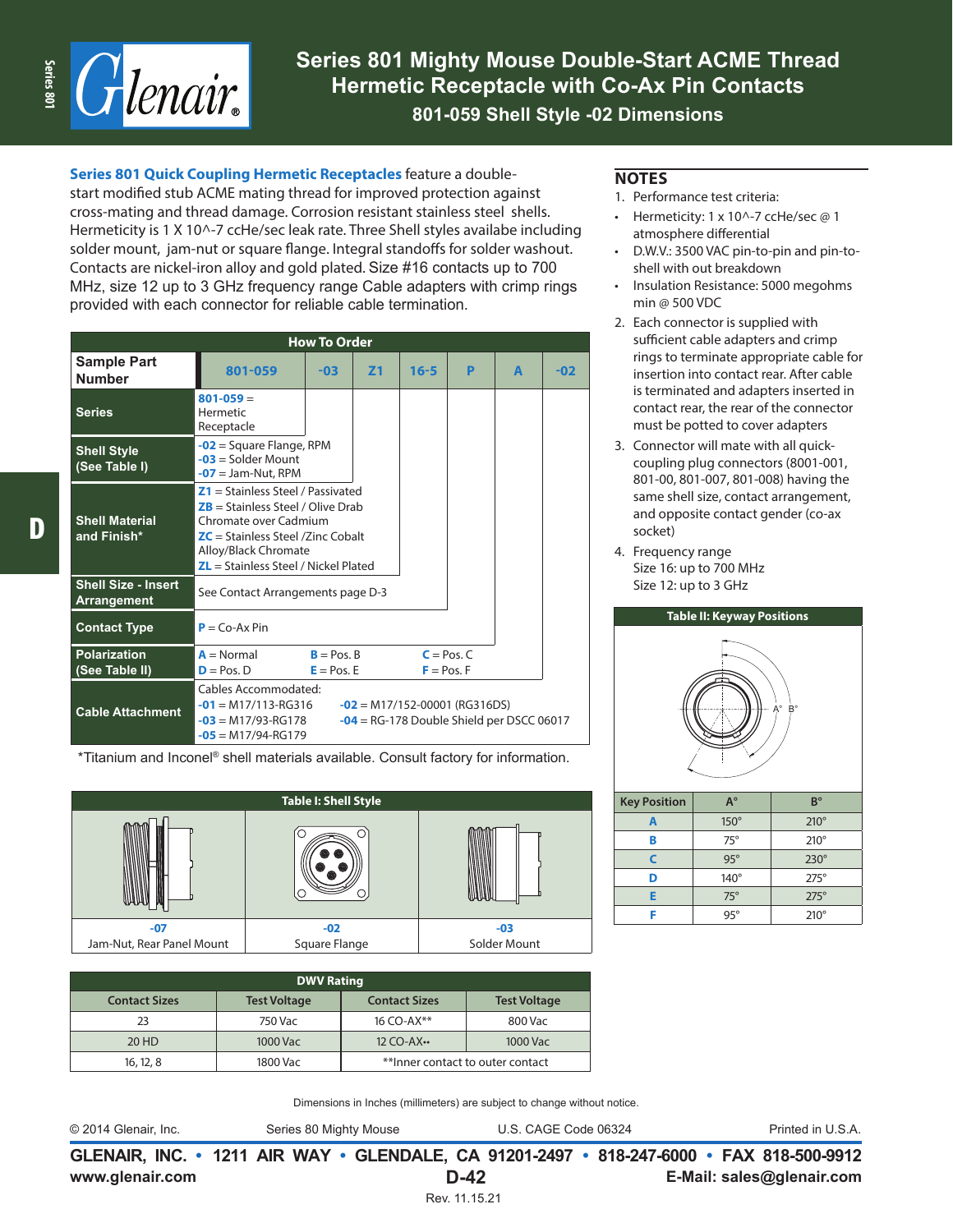# Series 801 Mighty Mouse Double-Start ACME Thread Hermetic Receptacle with Co-Ax Pin Contacts

## 801-059 Shell Style -02 Dimensions

**Series 801 Quick Coupling Hermetic Receptacles** feature a double-start modified stub ACME mating thread for improved protection against cross-mating and thread damage. Corrosion resistant stainless steel shells. Hermeticity is 1 X 10^-7 ccHe/sec leak rate. Three Shell styles availabe including solder mount, jam-nut or square flange. Integral standoffs for solder washout. Contacts are nickel-iron alloy and gold plated. Size #16 contacts up to 700 MHz, size 12 up to 3 GHz frequency range Cable adapters with crimp rings provided with each connector for reliable cable termination.

### How To Order

| Sample Part Number | 801-059 | -03 | Z1 | 16-5 | P | A | -02 |
|---|---|---|---|---|---|---|---|
| Series | **801-059** = Hermetic Receptacle | | | | | | |
| Shell Style (See Table I) | **-02** = Square Flange, RPM<br>**-03** = Solder Mount<br>**-07** = Jam-Nut, RPM | | | | | | |
| Shell Material and Finish* | **Z1** = Stainless Steel / Passivated<br>**ZB** = Stainless Steel / Olive Drab Chromate over Cadmium<br>**ZC** = Stainless Steel /Zinc Cobalt Alloy/Black Chromate<br>**ZL** = Stainless Steel / Nickel Plated | | | | | | |
| Shell Size - Insert Arrangement | See Contact Arrangements page D-3 | | | | | | |
| Contact Type | **P** = Co-Ax Pin | | | | | | |
| Polarization (See Table II) | **A** = Normal, **B** = Pos. B, **C** = Pos. C<br>**D** = Pos. D, **E** = Pos. E, **F** = Pos. F | | | | | | |
| Cable Attachment | Cables Accommodated:<br>**-01** = M17/113-RG316<br>**-02** = M17/152-00001 (RG316DS)<br>**-03** = M17/93-RG178<br>**-04** = RG-178 Double Shield per DSCC 06017<br>**-05** = M17/94-RG179 | | | | | | |

*Titanium and Inconel® shell materials available. Consult factory for information.

### Table I: Shell Style

| -07 | -02 | -03 |
|---|---|---|
| Jam-Nut, Rear Panel Mount | Square Flange | Solder Mount |

### DWV Rating

| Contact Sizes | Test Voltage | Contact Sizes | Test Voltage |
|---|---|---|---|
| 23 | 750 Vac | 16 CO-AX** | 800 Vac |
| 20 HD | 1000 Vac | 12 CO-AX** | 1000 Vac |
| 16, 12, 8 | 1800 Vac | **Inner contact to outer contact | |

## NOTES

1. Performance test criteria:
   - Hermeticity: 1 x 10^-7 ccHe/sec @ 1 atmosphere differential
   - D.W.V.: 3500 VAC pin-to-pin and pin-to-shell with out breakdown
   - Insulation Resistance: 5000 megohms min @ 500 VDC
2. Each connector is supplied with sufficient cable adapters and crimp rings to terminate appropriate cable for insertion into contact rear. After cable is terminated and adapters inserted in contact rear, the rear of the connector must be potted to cover adapters
3. Connector will mate with all quick-coupling plug connectors (8001-001, 801-00, 801-007, 801-008) having the same shell size, contact arrangement, and opposite contact gender (co-ax socket)
4. Frequency range
   Size 16: up to 700 MHz
   Size 12: up to 3 GHz

### Table II: Keyway Positions

| Key Position | A° | B° |
|---|---|---|
| A | 150° | 210° |
| B | 75° | 210° |
| C | 95° | 230° |
| D | 140° | 275° |
| E | 75° | 275° |
| F | 95° | 210° |

Dimensions in Inches (millimeters) are subject to change without notice.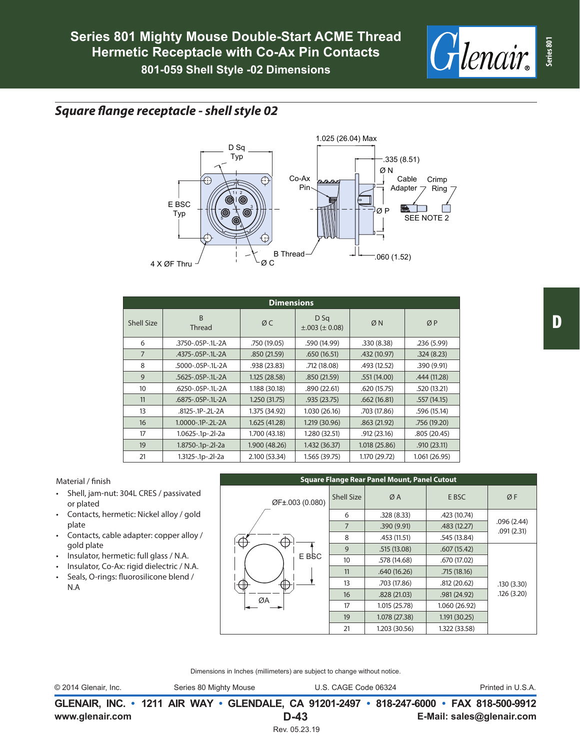# Series 801 Mighty Mouse Double-Start ACME Thread Hermetic Receptacle with Co-Ax Pin Contacts

## 801-059 Shell Style -02 Dimensions

## *Square flange receptacle - shell style 02*

D Sq Typ

E BSC Typ

4 X ØF Thru

Ø C

B Thread

Co-Ax Pin

1.025 (26.04) Max

.335 (8.51)

Ø N

Cable Adapter

Crimp Ring

Ø P

SEE NOTE 2

.060 (1.52)

| Dimensions | | | | | |
|---|---|---|---|---|---|
| Shell Size | B Thread | Ø C | D Sq ±.003 (± 0.08) | Ø N | Ø P |
| 6 | .3750-.05P-.1L-2A | .750 (19.05) | .590 (14.99) | .330 (8.38) | .236 (5.99) |
| 7 | .4375-.05P-.1L-2A | .850 (21.59) | .650 (16.51) | .432 (10.97) | .324 (8.23) |
| 8 | .5000-.05P-.1L-2A | .938 (23.83) | .712 (18.08) | .493 (12.52) | .390 (9.91) |
| 9 | .5625-.05P-.1L-2A | 1.125 (28.58) | .850 (21.59) | .551 (14.00) | .444 (11.28) |
| 10 | .6250-.05P-.1L-2A | 1.188 (30.18) | .890 (22.61) | .620 (15.75) | .520 (13.21) |
| 11 | .6875-.05P-.1L-2A | 1.250 (31.75) | .935 (23.75) | .662 (16.81) | .557 (14.15) |
| 13 | .8125-.1P-.2L-2A | 1.375 (34.92) | 1.030 (26.16) | .703 (17.86) | .596 (15.14) |
| 16 | 1.0000-.1P-.2L-2A | 1.625 (41.28) | 1.219 (30.96) | .863 (21.92) | .756 (19.20) |
| 17 | 1.0625-.1p-.2l-2a | 1.700 (43.18) | 1.280 (32.51) | .912 (23.16) | .805 (20.45) |
| 19 | 1.8750-.1p-.2l-2a | 1.900 (48.26) | 1.432 (36.37) | 1.018 (25.86) | .910 (23.11) |
| 21 | 1.3125-.1p-.2l-2a | 2.100 (53.34) | 1.565 (39.75) | 1.170 (29.72) | 1.061 (26.95) |

Material / finish

- Shell, jam-nut: 304L CRES / passivated or plated
- Contacts, hermetic: Nickel alloy / gold plate
- Contacts, cable adapter: copper alloy / gold plate
- Insulator, hermetic: full glass / N.A.
- Insulator, Co-Ax: rigid dielectric / N.A.
- Seals, O-rings: fluorosilicone blend / N.A

**Square Flange Rear Panel Mount, Panel Cutout**

ØF±.003 (0.080)

E BSC

ØA

| Shell Size | Ø A | E BSC | Ø F |
|---|---|---|---|
| 6 | .328 (8.33) | .423 (10.74) | .096 (2.44) .091 (2.31) |
| 7 | .390 (9.91) | .483 (12.27) | |
| 8 | .453 (11.51) | .545 (13.84) | |
| 9 | .515 (13.08) | .607 (15.42) | .130 (3.30) .126 (3.20) |
| 10 | .578 (14.68) | .670 (17.02) | |
| 11 | .640 (16.26) | .715 (18.16) | |
| 13 | .703 (17.86) | .812 (20.62) | |
| 16 | .828 (21.03) | .981 (24.92) | |
| 17 | 1.015 (25.78) | 1.060 (26.92) | |
| 19 | 1.078 (27.38) | 1.191 (30.25) | |
| 21 | 1.203 (30.56) | 1.322 (33.58) | |

Dimensions in Inches (millimeters) are subject to change without notice.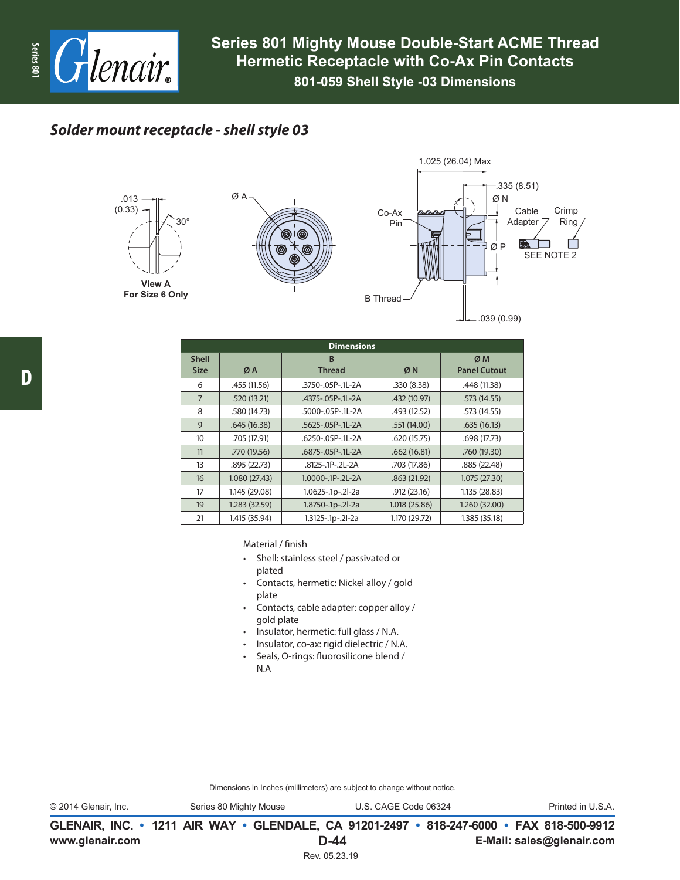# Series 801 Mighty Mouse Double-Start ACME Thread Hermetic Receptacle with Co-Ax Pin Contacts

### 801-059 Shell Style -03 Dimensions

## *Solder mount receptacle - shell style 03*

.013 (0.33)

30°

View A
For Size 6 Only

Ø A

Co-Ax Pin

B Thread

1.025 (26.04) Max

.335 (8.51)

Ø N

Cable Adapter

Crimp Ring

Ø P

SEE NOTE 2

.039 (0.99)

| Dimensions | | | | |
|---|---|---|---|---|
| Shell Size | Ø A | B Thread | Ø N | Ø M Panel Cutout |
| 6 | .455 (11.56) | .3750-.05P-.1L-2A | .330 (8.38) | .448 (11.38) |
| 7 | .520 (13.21) | .4375-.05P-.1L-2A | .432 (10.97) | .573 (14.55) |
| 8 | .580 (14.73) | .5000-.05P-.1L-2A | .493 (12.52) | .573 (14.55) |
| 9 | .645 (16.38) | .5625-.05P-.1L-2A | .551 (14.00) | .635 (16.13) |
| 10 | .705 (17.91) | .6250-.05P-.1L-2A | .620 (15.75) | .698 (17.73) |
| 11 | .770 (19.56) | .6875-.05P-.1L-2A | .662 (16.81) | .760 (19.30) |
| 13 | .895 (22.73) | .8125-.1P-.2L-2A | .703 (17.86) | .885 (22.48) |
| 16 | 1.080 (27.43) | 1.0000-.1P-.2L-2A | .863 (21.92) | 1.075 (27.30) |
| 17 | 1.145 (29.08) | 1.0625-.1p-.2l-2a | .912 (23.16) | 1.135 (28.83) |
| 19 | 1.283 (32.59) | 1.8750-.1p-.2l-2a | 1.018 (25.86) | 1.260 (32.00) |
| 21 | 1.415 (35.94) | 1.3125-.1p-.2l-2a | 1.170 (29.72) | 1.385 (35.18) |

Material / finish

- Shell: stainless steel / passivated or plated
- Contacts, hermetic: Nickel alloy / gold plate
- Contacts, cable adapter: copper alloy / gold plate
- Insulator, hermetic: full glass / N.A.
- Insulator, co-ax: rigid dielectric / N.A.
- Seals, O-rings: fluorosilicone blend / N.A

Dimensions in Inches (millimeters) are subject to change without notice.

© 2014 Glenair, Inc. Series 80 Mighty Mouse U.S. CAGE Code 06324 Printed in U.S.A.

GLENAIR, INC. • 1211 AIR WAY • GLENDALE, CA 91201-2497 • 818-247-6000 • FAX 818-500-9912
www.glenair.com D-44 E-Mail: sales@glenair.com

Rev. 05.23.19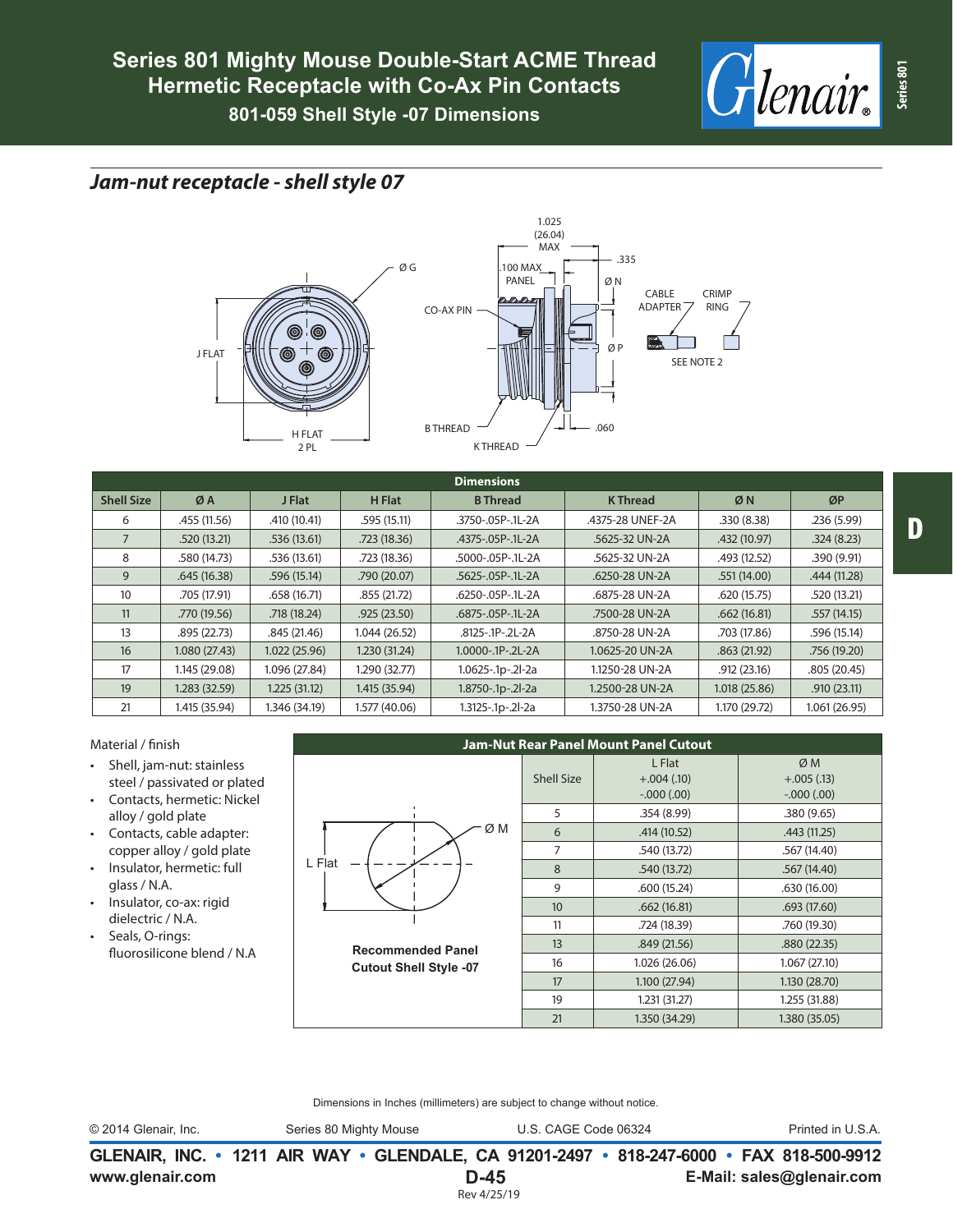# Series 801 Mighty Mouse Double-Start ACME Thread Hermetic Receptacle with Co-Ax Pin Contacts

## 801-059 Shell Style -07 Dimensions

### *Jam-nut receptacle - shell style 07*

Ø G

J FLAT

H FLAT
2 PL

1.025
(26.04)
MAX

.100 MAX
PANEL

.335

Ø N

CO-AX PIN

CABLE ADAPTER

CRIMP RING

Ø P

SEE NOTE 2

B THREAD

K THREAD

.060

| Dimensions | | | | | | | |
|---|---|---|---|---|---|---|---|
| Shell Size | Ø A | J Flat | H Flat | B Thread | K Thread | Ø N | ØP |
| 6 | .455 (11.56) | .410 (10.41) | .595 (15.11) | .3750-.05P-.1L-2A | .4375-28 UNEF-2A | .330 (8.38) | .236 (5.99) |
| 7 | .520 (13.21) | .536 (13.61) | .723 (18.36) | .4375-.05P-.1L-2A | .5625-32 UN-2A | .432 (10.97) | .324 (8.23) |
| 8 | .580 (14.73) | .536 (13.61) | .723 (18.36) | .5000-.05P-.1L-2A | .5625-32 UN-2A | .493 (12.52) | .390 (9.91) |
| 9 | .645 (16.38) | .596 (15.14) | .790 (20.07) | .5625-.05P-.1L-2A | .6250-28 UN-2A | .551 (14.00) | .444 (11.28) |
| 10 | .705 (17.91) | .658 (16.71) | .855 (21.72) | .6250-.05P-.1L-2A | .6875-28 UN-2A | .620 (15.75) | .520 (13.21) |
| 11 | .770 (19.56) | .718 (18.24) | .925 (23.50) | .6875-.05P-.1L-2A | .7500-28 UN-2A | .662 (16.81) | .557 (14.15) |
| 13 | .895 (22.73) | .845 (21.46) | 1.044 (26.52) | .8125-.1P-.2L-2A | .8750-28 UN-2A | .703 (17.86) | .596 (15.14) |
| 16 | 1.080 (27.43) | 1.022 (25.96) | 1.230 (31.24) | 1.0000-.1P-.2L-2A | 1.0625-20 UN-2A | .863 (21.92) | .756 (19.20) |
| 17 | 1.145 (29.08) | 1.096 (27.84) | 1.290 (32.77) | 1.0625-.1p-.2l-2a | 1.1250-28 UN-2A | .912 (23.16) | .805 (20.45) |
| 19 | 1.283 (32.59) | 1.225 (31.12) | 1.415 (35.94) | 1.8750-.1p-.2l-2a | 1.2500-28 UN-2A | 1.018 (25.86) | .910 (23.11) |
| 21 | 1.415 (35.94) | 1.346 (34.19) | 1.577 (40.06) | 1.3125-.1p-.2l-2a | 1.3750-28 UN-2A | 1.170 (29.72) | 1.061 (26.95) |

Material / finish

- Shell, jam-nut: stainless steel / passivated or plated
- Contacts, hermetic: Nickel alloy / gold plate
- Contacts, cable adapter: copper alloy / gold plate
- Insulator, hermetic: full glass / N.A.
- Insulator, co-ax: rigid dielectric / N.A.
- Seals, O-rings: fluorosilicone blend / N.A

**Jam-Nut Rear Panel Mount Panel Cutout**

Ø M

L Flat

**Recommended Panel Cutout Shell Style -07**

| Shell Size | L Flat +.004 (.10) -.000 (.00) | Ø M +.005 (.13) -.000 (.00) |
|---|---|---|
| 5 | .354 (8.99) | .380 (9.65) |
| 6 | .414 (10.52) | .443 (11.25) |
| 7 | .540 (13.72) | .567 (14.40) |
| 8 | .540 (13.72) | .567 (14.40) |
| 9 | .600 (15.24) | .630 (16.00) |
| 10 | .662 (16.81) | .693 (17.60) |
| 11 | .724 (18.39) | .760 (19.30) |
| 13 | .849 (21.56) | .880 (22.35) |
| 16 | 1.026 (26.06) | 1.067 (27.10) |
| 17 | 1.100 (27.94) | 1.130 (28.70) |
| 19 | 1.231 (31.27) | 1.255 (31.88) |
| 21 | 1.350 (34.29) | 1.380 (35.05) |

Dimensions in Inches (millimeters) are subject to change without notice.